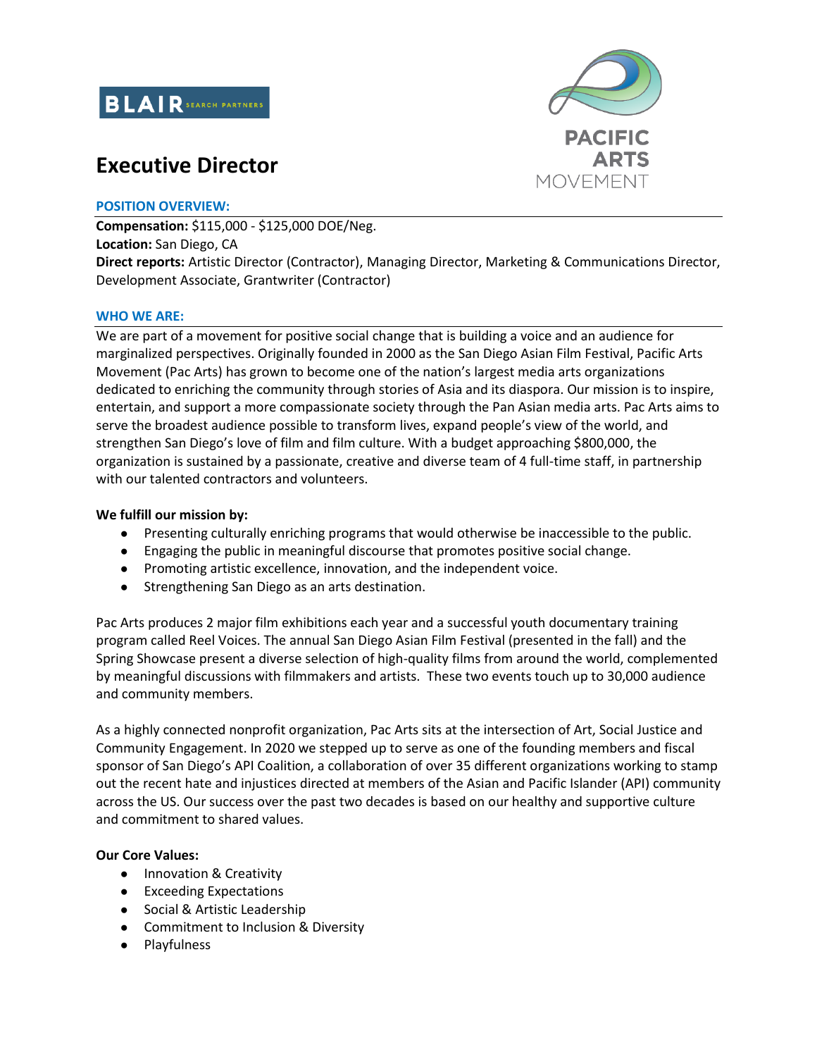# Executive Director

## POSITION OVERVIEW:

**Compensation:** $115,000 - $125,000 DOE/Neg.
**Location:** San Diego, CA
**Direct reports:** Artistic Director (Contractor), Managing Director, Marketing & Communications Director, Development Associate, Grantwriter (Contractor)

## WHO WE ARE:

We are part of a movement for positive social change that is building a voice and an audience for marginalized perspectives. Originally founded in 2000 as the San Diego Asian Film Festival, Pacific Arts Movement (Pac Arts) has grown to become one of the nation's largest media arts organizations dedicated to enriching the community through stories of Asia and its diaspora. Our mission is to inspire, entertain, and support a more compassionate society through the Pan Asian media arts. Pac Arts aims to serve the broadest audience possible to transform lives, expand people's view of the world, and strengthen San Diego's love of film and film culture. With a budget approaching $800,000, the organization is sustained by a passionate, creative and diverse team of 4 full-time staff, in partnership with our talented contractors and volunteers.

**We fulfill our mission by:**

- Presenting culturally enriching programs that would otherwise be inaccessible to the public.
- Engaging the public in meaningful discourse that promotes positive social change.
- Promoting artistic excellence, innovation, and the independent voice.
- Strengthening San Diego as an arts destination.

Pac Arts produces 2 major film exhibitions each year and a successful youth documentary training program called Reel Voices. The annual San Diego Asian Film Festival (presented in the fall) and the Spring Showcase present a diverse selection of high-quality films from around the world, complemented by meaningful discussions with filmmakers and artists. These two events touch up to 30,000 audience and community members.

As a highly connected nonprofit organization, Pac Arts sits at the intersection of Art, Social Justice and Community Engagement. In 2020 we stepped up to serve as one of the founding members and fiscal sponsor of San Diego's API Coalition, a collaboration of over 35 different organizations working to stamp out the recent hate and injustices directed at members of the Asian and Pacific Islander (API) community across the US. Our success over the past two decades is based on our healthy and supportive culture and commitment to shared values.

**Our Core Values:**

- Innovation & Creativity
- Exceeding Expectations
- Social & Artistic Leadership
- Commitment to Inclusion & Diversity
- Playfulness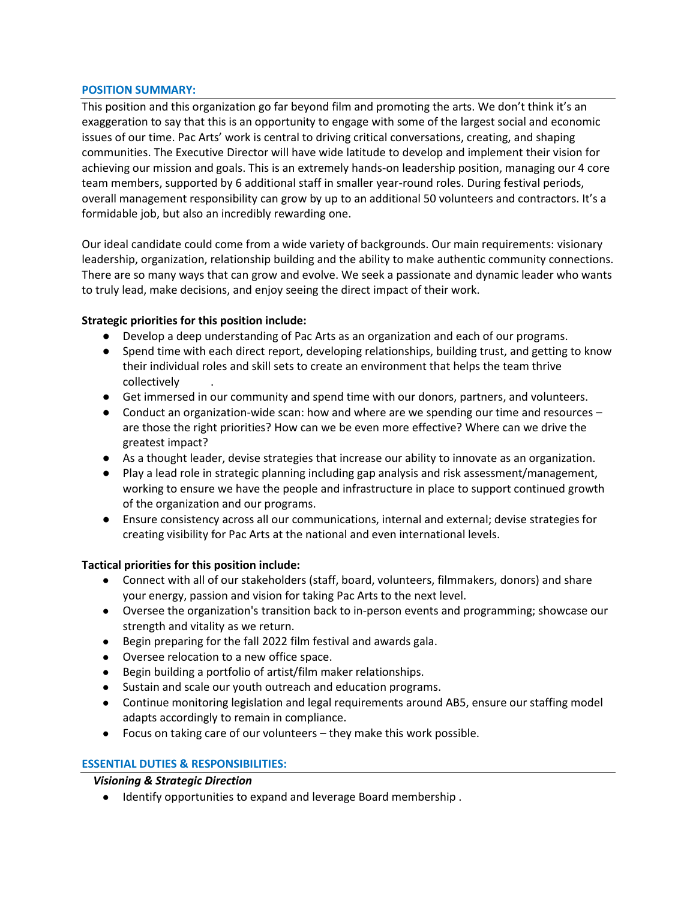## POSITION SUMMARY:

This position and this organization go far beyond film and promoting the arts. We don't think it's an exaggeration to say that this is an opportunity to engage with some of the largest social and economic issues of our time. Pac Arts' work is central to driving critical conversations, creating, and shaping communities. The Executive Director will have wide latitude to develop and implement their vision for achieving our mission and goals. This is an extremely hands-on leadership position, managing our 4 core team members, supported by 6 additional staff in smaller year-round roles. During festival periods, overall management responsibility can grow by up to an additional 50 volunteers and contractors. It's a formidable job, but also an incredibly rewarding one.

Our ideal candidate could come from a wide variety of backgrounds. Our main requirements: visionary leadership, organization, relationship building and the ability to make authentic community connections. There are so many ways that can grow and evolve. We seek a passionate and dynamic leader who wants to truly lead, make decisions, and enjoy seeing the direct impact of their work.

**Strategic priorities for this position include:**

- Develop a deep understanding of Pac Arts as an organization and each of our programs.
- Spend time with each direct report, developing relationships, building trust, and getting to know their individual roles and skill sets to create an environment that helps the team thrive collectively .
- Get immersed in our community and spend time with our donors, partners, and volunteers.
- Conduct an organization-wide scan: how and where are we spending our time and resources – are those the right priorities? How can we be even more effective? Where can we drive the greatest impact?
- As a thought leader, devise strategies that increase our ability to innovate as an organization.
- Play a lead role in strategic planning including gap analysis and risk assessment/management, working to ensure we have the people and infrastructure in place to support continued growth of the organization and our programs.
- Ensure consistency across all our communications, internal and external; devise strategies for creating visibility for Pac Arts at the national and even international levels.

**Tactical priorities for this position include:**

- Connect with all of our stakeholders (staff, board, volunteers, filmmakers, donors) and share your energy, passion and vision for taking Pac Arts to the next level.
- Oversee the organization's transition back to in-person events and programming; showcase our strength and vitality as we return.
- Begin preparing for the fall 2022 film festival and awards gala.
- Oversee relocation to a new office space.
- Begin building a portfolio of artist/film maker relationships.
- Sustain and scale our youth outreach and education programs.
- Continue monitoring legislation and legal requirements around AB5, ensure our staffing model adapts accordingly to remain in compliance.
- Focus on taking care of our volunteers – they make this work possible.

## ESSENTIAL DUTIES & RESPONSIBILITIES:

***Visioning & Strategic Direction***

- Identify opportunities to expand and leverage Board membership .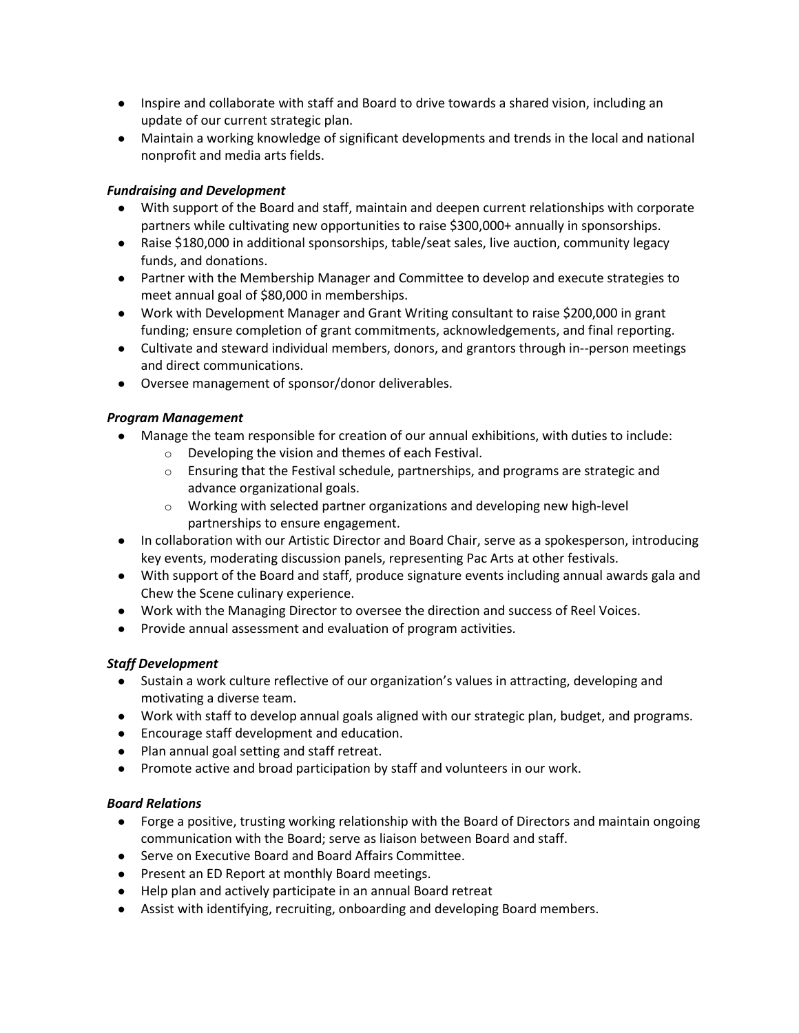- Inspire and collaborate with staff and Board to drive towards a shared vision, including an update of our current strategic plan.
- Maintain a working knowledge of significant developments and trends in the local and national nonprofit and media arts fields.

***Fundraising and Development***

- With support of the Board and staff, maintain and deepen current relationships with corporate partners while cultivating new opportunities to raise $300,000+ annually in sponsorships.
- Raise $180,000 in additional sponsorships, table/seat sales, live auction, community legacy funds, and donations.
- Partner with the Membership Manager and Committee to develop and execute strategies to meet annual goal of $80,000 in memberships.
- Work with Development Manager and Grant Writing consultant to raise $200,000 in grant funding; ensure completion of grant commitments, acknowledgements, and final reporting.
- Cultivate and steward individual members, donors, and grantors through in--person meetings and direct communications.
- Oversee management of sponsor/donor deliverables.

***Program Management***

- Manage the team responsible for creation of our annual exhibitions, with duties to include:
  - Developing the vision and themes of each Festival.
  - Ensuring that the Festival schedule, partnerships, and programs are strategic and advance organizational goals.
  - Working with selected partner organizations and developing new high-level partnerships to ensure engagement.
- In collaboration with our Artistic Director and Board Chair, serve as a spokesperson, introducing key events, moderating discussion panels, representing Pac Arts at other festivals.
- With support of the Board and staff, produce signature events including annual awards gala and Chew the Scene culinary experience.
- Work with the Managing Director to oversee the direction and success of Reel Voices.
- Provide annual assessment and evaluation of program activities.

***Staff Development***

- Sustain a work culture reflective of our organization's values in attracting, developing and motivating a diverse team.
- Work with staff to develop annual goals aligned with our strategic plan, budget, and programs.
- Encourage staff development and education.
- Plan annual goal setting and staff retreat.
- Promote active and broad participation by staff and volunteers in our work.

***Board Relations***

- Forge a positive, trusting working relationship with the Board of Directors and maintain ongoing communication with the Board; serve as liaison between Board and staff.
- Serve on Executive Board and Board Affairs Committee.
- Present an ED Report at monthly Board meetings.
- Help plan and actively participate in an annual Board retreat
- Assist with identifying, recruiting, onboarding and developing Board members.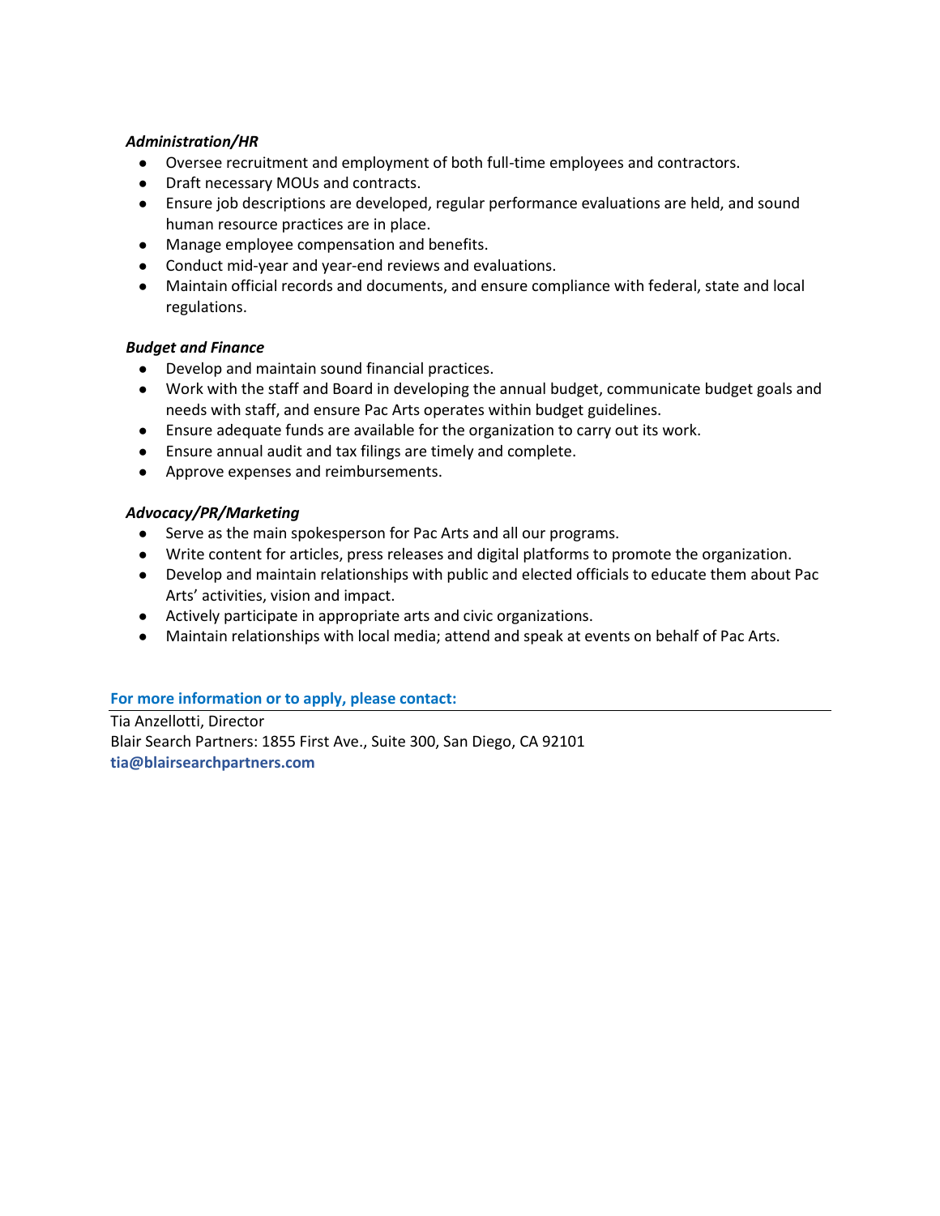***Administration/HR***

- Oversee recruitment and employment of both full-time employees and contractors.
- Draft necessary MOUs and contracts.
- Ensure job descriptions are developed, regular performance evaluations are held, and sound human resource practices are in place.
- Manage employee compensation and benefits.
- Conduct mid-year and year-end reviews and evaluations.
- Maintain official records and documents, and ensure compliance with federal, state and local regulations.

***Budget and Finance***

- Develop and maintain sound financial practices.
- Work with the staff and Board in developing the annual budget, communicate budget goals and needs with staff, and ensure Pac Arts operates within budget guidelines.
- Ensure adequate funds are available for the organization to carry out its work.
- Ensure annual audit and tax filings are timely and complete.
- Approve expenses and reimbursements.

***Advocacy/PR/Marketing***

- Serve as the main spokesperson for Pac Arts and all our programs.
- Write content for articles, press releases and digital platforms to promote the organization.
- Develop and maintain relationships with public and elected officials to educate them about Pac Arts' activities, vision and impact.
- Actively participate in appropriate arts and civic organizations.
- Maintain relationships with local media; attend and speak at events on behalf of Pac Arts.

**For more information or to apply, please contact:**

Tia Anzellotti, Director
Blair Search Partners: 1855 First Ave., Suite 300, San Diego, CA 92101
**tia@blairsearchpartners.com**